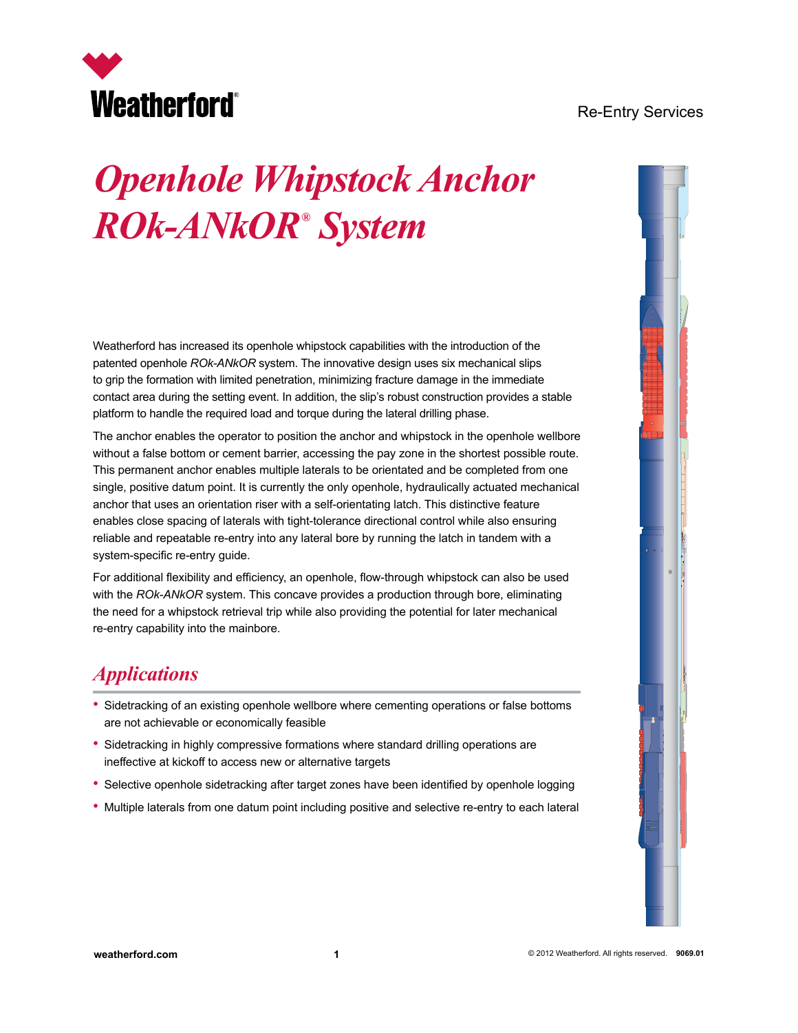Weatherford®

Re-Entry Services

# *Openhole Whipstock Anchor ROk-ANkOR® System*

Weatherford has increased its openhole whipstock capabilities with the introduction of the patented openhole *ROk-ANkOR* system. The innovative design uses six mechanical slips to grip the formation with limited penetration, minimizing fracture damage in the immediate contact area during the setting event. In addition, the slip's robust construction provides a stable platform to handle the required load and torque during the lateral drilling phase.

The anchor enables the operator to position the anchor and whipstock in the openhole wellbore without a false bottom or cement barrier, accessing the pay zone in the shortest possible route. This permanent anchor enables multiple laterals to be orientated and be completed from one single, positive datum point. It is currently the only openhole, hydraulically actuated mechanical anchor that uses an orientation riser with a self-orientating latch. This distinctive feature enables close spacing of laterals with tight-tolerance directional control while also ensuring reliable and repeatable re-entry into any lateral bore by running the latch in tandem with a system-specific re-entry guide.

For additional flexibility and efficiency, an openhole, flow-through whipstock can also be used with the *ROk-ANkOR* system. This concave provides a production through bore, eliminating the need for a whipstock retrieval trip while also providing the potential for later mechanical re-entry capability into the mainbore.

## *Applications*

- Sidetracking of an existing openhole wellbore where cementing operations or false bottoms are not achievable or economically feasible
- Sidetracking in highly compressive formations where standard drilling operations are ineffective at kickoff to access new or alternative targets
- Selective openhole sidetracking after target zones have been identified by openhole logging
- Multiple laterals from one datum point including positive and selective re-entry to each lateral

weatherford.com

© 2012 Weatherford. All rights reserved. 9069.01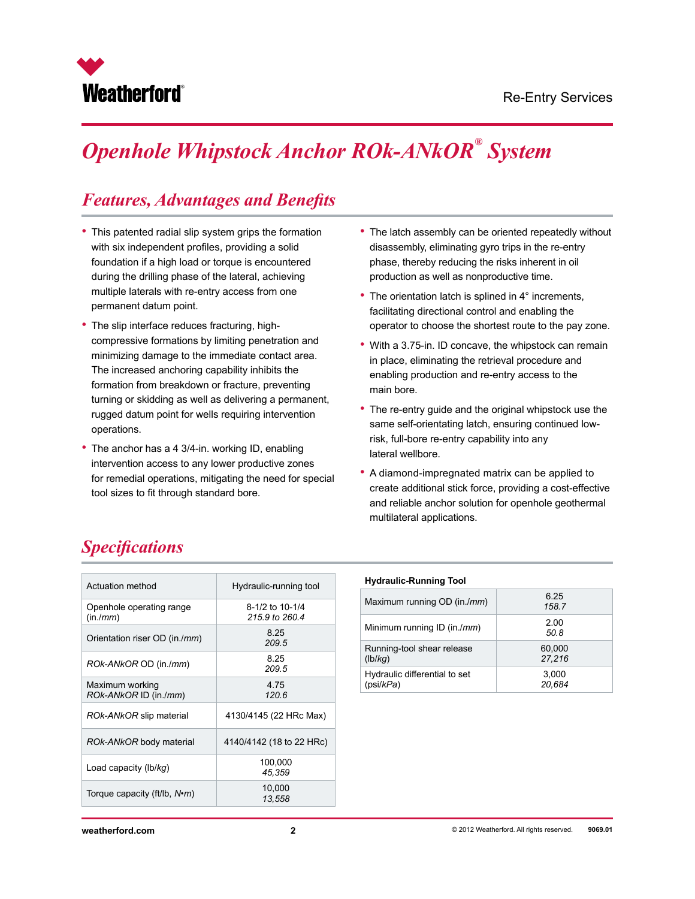# Openhole Whipstock Anchor ROk-ANkOR® System

## Features, Advantages and Benefits

- This patented radial slip system grips the formation with six independent profiles, providing a solid foundation if a high load or torque is encountered during the drilling phase of the lateral, achieving multiple laterals with re-entry access from one permanent datum point.
- The slip interface reduces fracturing, high-compressive formations by limiting penetration and minimizing damage to the immediate contact area. The increased anchoring capability inhibits the formation from breakdown or fracture, preventing turning or skidding as well as delivering a permanent, rugged datum point for wells requiring intervention operations.
- The anchor has a 4 3/4-in. working ID, enabling intervention access to any lower productive zones for remedial operations, mitigating the need for special tool sizes to fit through standard bore.
- The latch assembly can be oriented repeatedly without disassembly, eliminating gyro trips in the re-entry phase, thereby reducing the risks inherent in oil production as well as nonproductive time.
- The orientation latch is splined in 4° increments, facilitating directional control and enabling the operator to choose the shortest route to the pay zone.
- With a 3.75-in. ID concave, the whipstock can remain in place, eliminating the retrieval procedure and enabling production and re-entry access to the main bore.
- The re-entry guide and the original whipstock use the same self-orientating latch, ensuring continued low-risk, full-bore re-entry capability into any lateral wellbore.
- A diamond-impregnated matrix can be applied to create additional stick force, providing a cost-effective and reliable anchor solution for openhole geothermal multilateral applications.

## Specifications

| | |
|---|---|
| Actuation method | Hydraulic-running tool |
| Openhole operating range (in./*mm*) | 8-1/2 to 10-1/4<br>*215.9 to 260.4* |
| Orientation riser OD (in./*mm*) | 8.25<br>*209.5* |
| *ROk-ANkOR* OD (in./*mm*) | 8.25<br>*209.5* |
| Maximum working *ROk-ANkOR* ID (in./*mm*) | 4.75<br>*120.6* |
| *ROk-ANkOR* slip material | 4130/4145 (22 HRc Max) |
| *ROk-ANkOR* body material | 4140/4142 (18 to 22 HRc) |
| Load capacity (lb/*kg*) | 100,000<br>*45,359* |
| Torque capacity (ft/lb, *N•m*) | 10,000<br>*13,558* |

**Hydraulic-Running Tool**

| | |
|---|---|
| Maximum running OD (in./*mm*) | 6.25<br>*158.7* |
| Minimum running ID (in./*mm*) | 2.00<br>*50.8* |
| Running-tool shear release (lb/*kg*) | 60,000<br>*27,216* |
| Hydraulic differential to set (psi/*kPa*) | 3,000<br>*20,684* |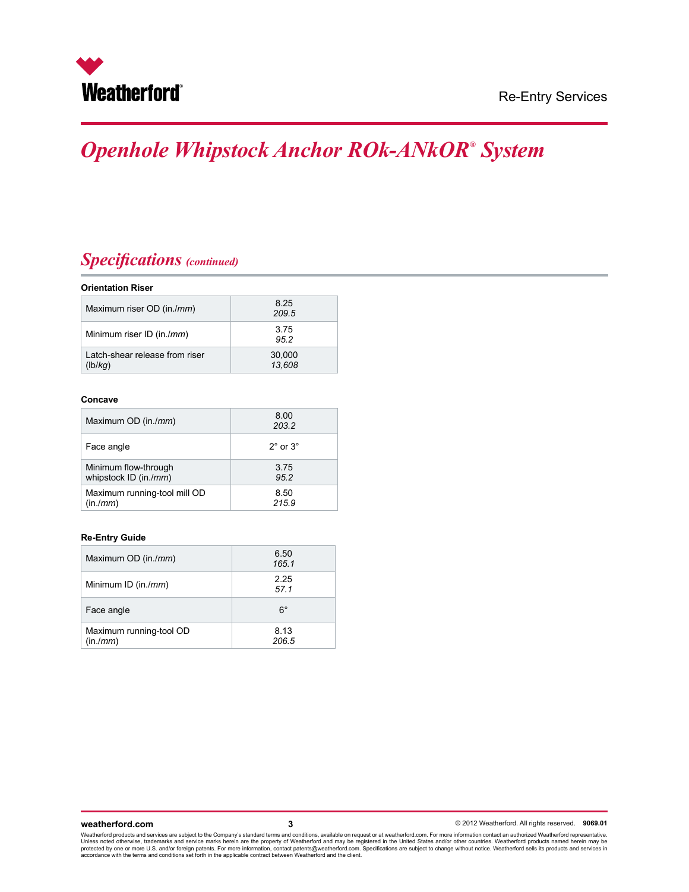# *Openhole Whipstock Anchor ROk-ANkOR® System*

## *Specifications (continued)*

**Orientation Riser**

| | |
|---|---|
| Maximum riser OD (in./*mm*) | 8.25<br>*209.5* |
| Minimum riser ID (in./*mm*) | 3.75<br>*95.2* |
| Latch-shear release from riser (lb/*kg*) | 30,000<br>*13,608* |

**Concave**

| | |
|---|---|
| Maximum OD (in./*mm*) | 8.00<br>*203.2* |
| Face angle | 2° or 3° |
| Minimum flow-through whipstock ID (in./*mm*) | 3.75<br>*95.2* |
| Maximum running-tool mill OD (in./*mm*) | 8.50<br>*215.9* |

**Re-Entry Guide**

| | |
|---|---|
| Maximum OD (in./*mm*) | 6.50<br>*165.1* |
| Minimum ID (in./*mm*) | 2.25<br>*57.1* |
| Face angle | 6° |
| Maximum running-tool OD (in./*mm*) | 8.13<br>*206.5* |

© 2012 Weatherford. All rights reserved. **9069.01**

Weatherford products and services are subject to the Company's standard terms and conditions, available on request or at weatherford.com. For more information contact an authorized Weatherford representative. Unless noted otherwise, trademarks and service marks herein are the property of Weatherford and may be registered in the United States and/or other countries. Weatherford products named herein may be protected by one or more U.S. and/or foreign patents. For more information, contact patents@weatherford.com. Specifications are subject to change without notice. Weatherford sells its products and services in accordance with the terms and conditions set forth in the applicable contract between Weatherford and the client.